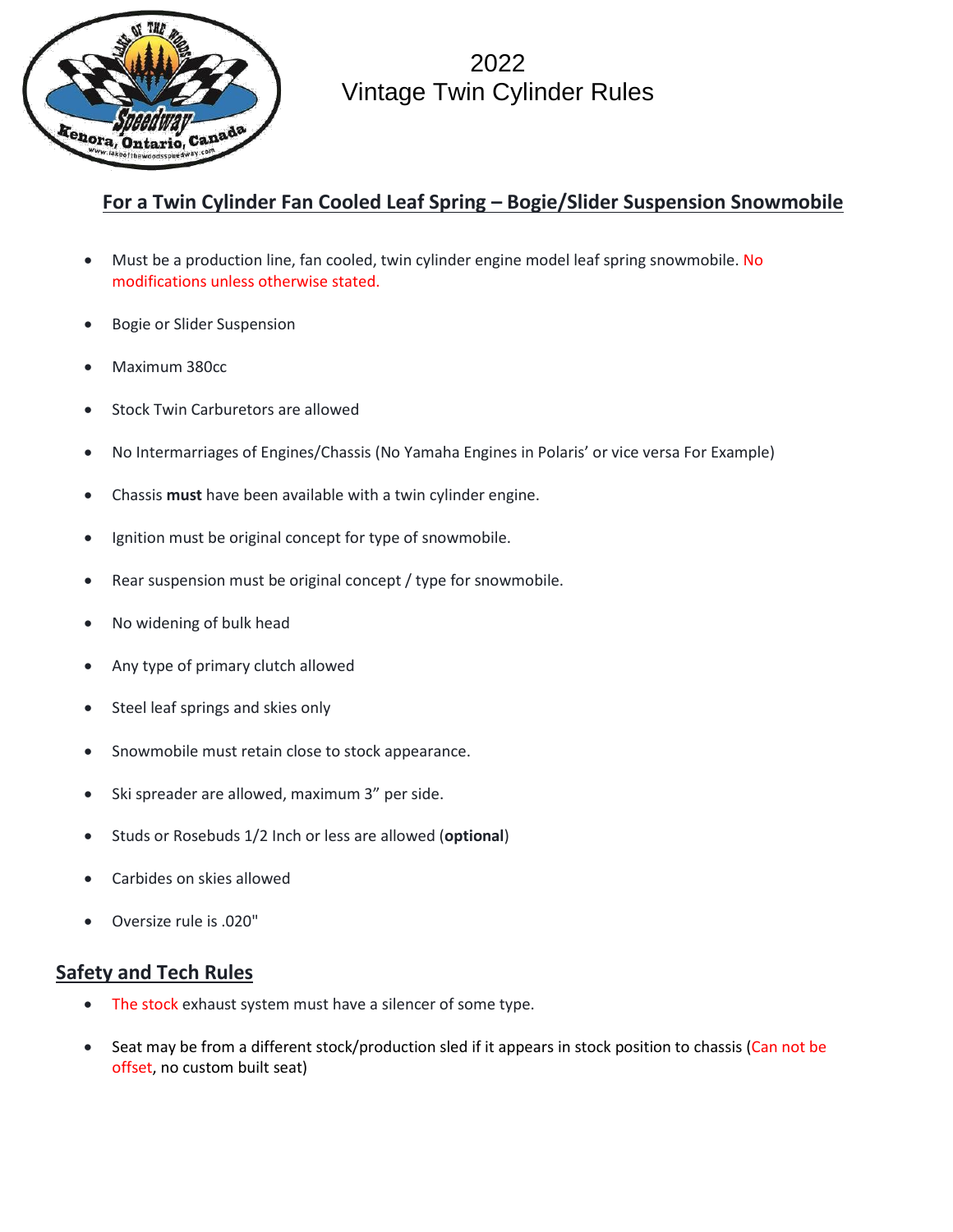# 2022 Vintage Twin Cylinder Rules

## For a Twin Cylinder Fan Cooled Leaf Spring – Bogie/Slider Suspension Snowmobile

- Must be a production line, fan cooled, twin cylinder engine model leaf spring snowmobile. No modifications unless otherwise stated.
- Bogie or Slider Suspension
- Maximum 380cc
- Stock Twin Carburetors are allowed
- No Intermarriages of Engines/Chassis (No Yamaha Engines in Polaris' or vice versa For Example)
- Chassis **must** have been available with a twin cylinder engine.
- Ignition must be original concept for type of snowmobile.
- Rear suspension must be original concept / type for snowmobile.
- No widening of bulk head
- Any type of primary clutch allowed
- Steel leaf springs and skies only
- Snowmobile must retain close to stock appearance.
- Ski spreader are allowed, maximum 3" per side.
- Studs or Rosebuds 1/2 Inch or less are allowed (**optional**)
- Carbides on skies allowed
- Oversize rule is .020"

## Safety and Tech Rules

- The stock exhaust system must have a silencer of some type.
- Seat may be from a different stock/production sled if it appears in stock position to chassis (Can not be offset, no custom built seat)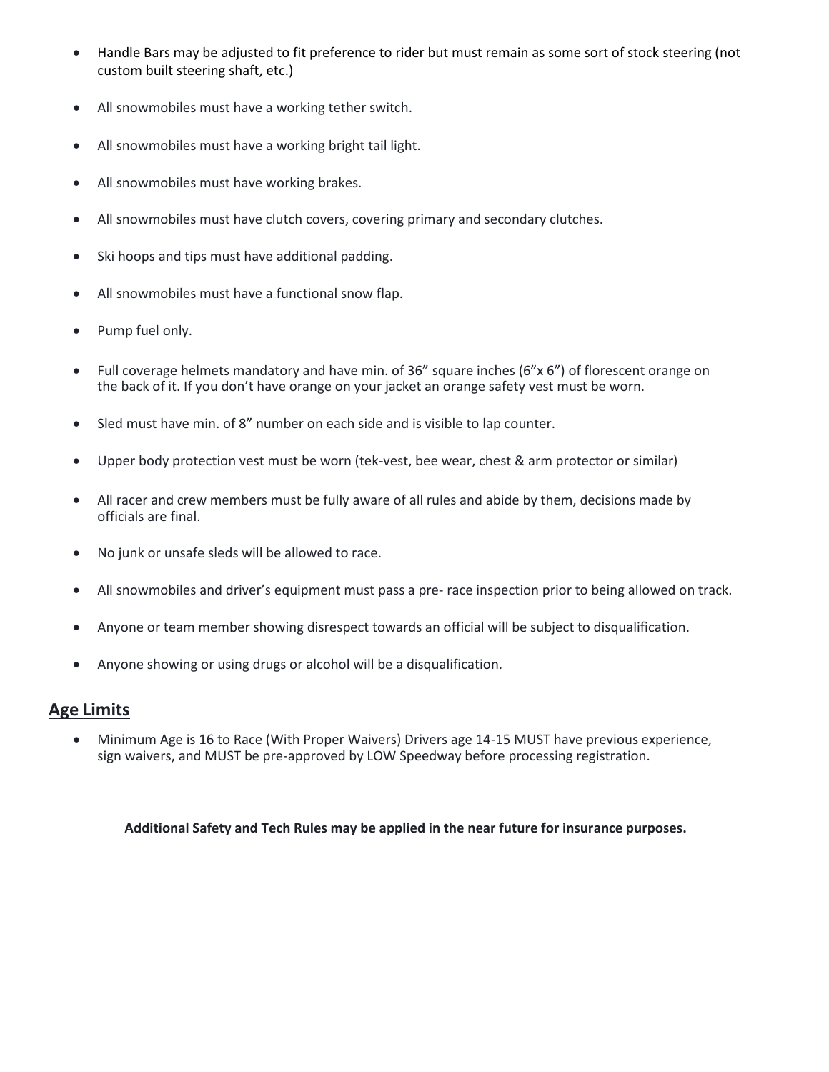- Handle Bars may be adjusted to fit preference to rider but must remain as some sort of stock steering (not custom built steering shaft, etc.)

- All snowmobiles must have a working tether switch.

- All snowmobiles must have a working bright tail light.

- All snowmobiles must have working brakes.

- All snowmobiles must have clutch covers, covering primary and secondary clutches.

- Ski hoops and tips must have additional padding.

- All snowmobiles must have a functional snow flap.

- Pump fuel only.

- Full coverage helmets mandatory and have min. of 36" square inches (6"x 6") of florescent orange on the back of it. If you don't have orange on your jacket an orange safety vest must be worn.

- Sled must have min. of 8" number on each side and is visible to lap counter.

- Upper body protection vest must be worn (tek-vest, bee wear, chest & arm protector or similar)

- All racer and crew members must be fully aware of all rules and abide by them, decisions made by officials are final.

- No junk or unsafe sleds will be allowed to race.

- All snowmobiles and driver's equipment must pass a pre- race inspection prior to being allowed on track.

- Anyone or team member showing disrespect towards an official will be subject to disqualification.

- Anyone showing or using drugs or alcohol will be a disqualification.

## Age Limits

- Minimum Age is 16 to Race (With Proper Waivers) Drivers age 14-15 MUST have previous experience, sign waivers, and MUST be pre-approved by LOW Speedway before processing registration.

**Additional Safety and Tech Rules may be applied in the near future for insurance purposes.**